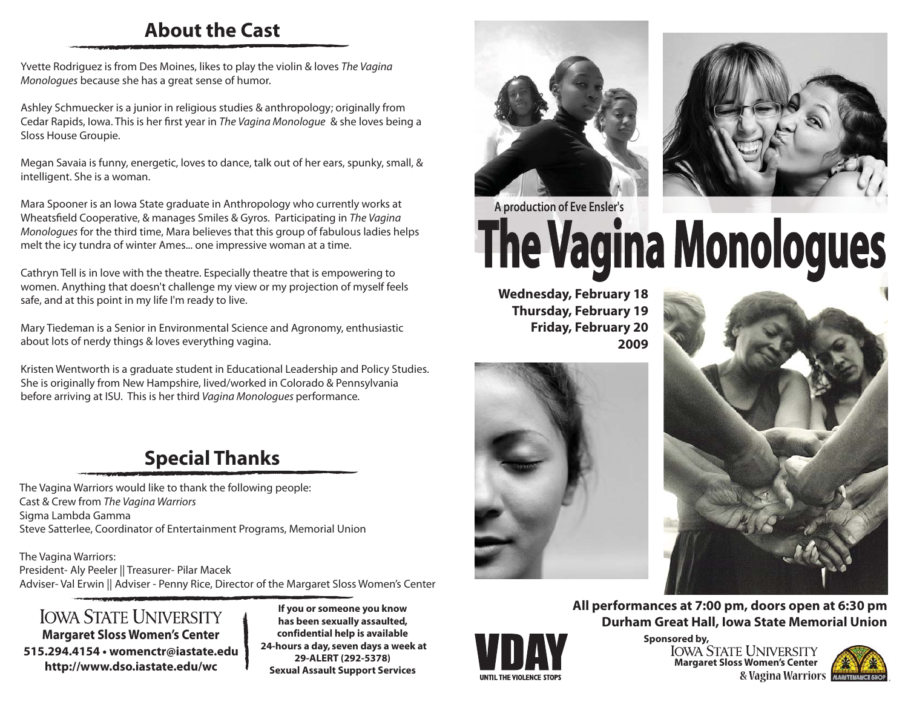## About the Cast

Yvette Rodriguez is from Des Moines, likes to play the violin & loves *The Vagina Monologues* because she has a great sense of humor.

Ashley Schmuecker is a junior in religious studies & anthropology; originally from Cedar Rapids, Iowa. This is her first year in *The Vagina Monologue* & she loves being a Sloss House Groupie.

Megan Savaia is funny, energetic, loves to dance, talk out of her ears, spunky, small, & intelligent. She is a woman.

Mara Spooner is an Iowa State graduate in Anthropology who currently works at Wheatsfield Cooperative, & manages Smiles & Gyros. Participating in *The Vagina Monologues* for the third time, Mara believes that this group of fabulous ladies helps melt the icy tundra of winter Ames... one impressive woman at a time.

Cathryn Tell is in love with the theatre. Especially theatre that is empowering to women. Anything that doesn't challenge my view or my projection of myself feels safe, and at this point in my life I'm ready to live.

Mary Tiedeman is a Senior in Environmental Science and Agronomy, enthusiastic about lots of nerdy things & loves everything vagina.

Kristen Wentworth is a graduate student in Educational Leadership and Policy Studies. She is originally from New Hampshire, lived/worked in Colorado & Pennsylvania before arriving at ISU. This is her third *Vagina Monologues* performance.

## Special Thanks

The Vagina Warriors would like to thank the following people:
Cast & Crew from *The Vagina Warriors*
Sigma Lambda Gamma
Steve Satterlee, Coordinator of Entertainment Programs, Memorial Union

The Vagina Warriors:
President- Aly Peeler || Treasurer- Pilar Macek
Adviser- Val Erwin || Adviser - Penny Rice, Director of the Margaret Sloss Women's Center

IOWA STATE UNIVERSITY
**Margaret Sloss Women's Center**
**515.294.4154 • womenctr@iastate.edu**
**http://www.dso.iastate.edu/wc**

**If you or someone you know has been sexually assaulted, confidential help is available 24-hours a day, seven days a week at 29-ALERT (292-5378) Sexual Assault Support Services**

A production of Eve Ensler's

# The Vagina Monologues

**Wednesday, February 18**
**Thursday, February 19**
**Friday, February 20**
**2009**

**All performances at 7:00 pm, doors open at 6:30 pm**
**Durham Great Hall, Iowa State Memorial Union**

VDAY
UNTIL THE VIOLENCE STOPS

**Sponsored by,**
IOWA STATE UNIVERSITY
**Margaret Sloss Women's Center**
**& Vagina Warriors**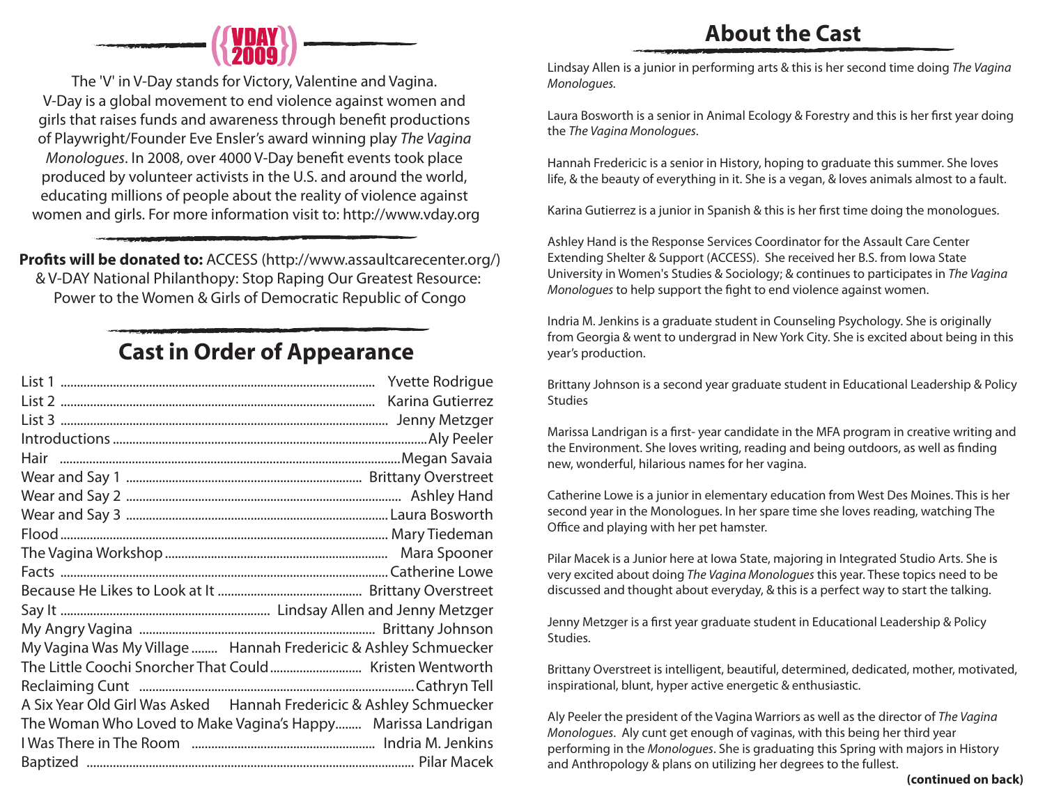VDAY 2009

The 'V' in V-Day stands for Victory, Valentine and Vagina. V-Day is a global movement to end violence against women and girls that raises funds and awareness through benefit productions of Playwright/Founder Eve Ensler's award winning play *The Vagina Monologues*. In 2008, over 4000 V-Day benefit events took place produced by volunteer activists in the U.S. and around the world, educating millions of people about the reality of violence against women and girls. For more information visit to: http://www.vday.org

**Profits will be donated to:** ACCESS (http://www.assaultcarecenter.org/) & V-DAY National Philanthopy: Stop Raping Our Greatest Resource: Power to the Women & Girls of Democratic Republic of Congo

## Cast in Order of Appearance

| | |
|---|---|
| List 1 | Yvette Rodrigue |
| List 2 | Karina Gutierrez |
| List 3 | Jenny Metzger |
| Introductions | Aly Peeler |
| Hair | Megan Savaia |
| Wear and Say 1 | Brittany Overstreet |
| Wear and Say 2 | Ashley Hand |
| Wear and Say 3 | Laura Bosworth |
| Flood | Mary Tiedeman |
| The Vagina Workshop | Mara Spooner |
| Facts | Catherine Lowe |
| Because He Likes to Look at It | Brittany Overstreet |
| Say It | Lindsay Allen and Jenny Metzger |
| My Angry Vagina | Brittany Johnson |
| My Vagina Was My Village | Hannah Fredericic & Ashley Schmuecker |
| The Little Coochi Snorcher That Could | Kristen Wentworth |
| Reclaiming Cunt | Cathryn Tell |
| A Six Year Old Girl Was Asked | Hannah Fredericic & Ashley Schmuecker |
| The Woman Who Loved to Make Vagina's Happy | Marissa Landrigan |
| I Was There in The Room | Indria M. Jenkins |
| Baptized | Pilar Macek |

## About the Cast

Lindsay Allen is a junior in performing arts & this is her second time doing *The Vagina Monologues.*

Laura Bosworth is a senior in Animal Ecology & Forestry and this is her first year doing the *The Vagina Monologues*.

Hannah Fredericic is a senior in History, hoping to graduate this summer. She loves life, & the beauty of everything in it. She is a vegan, & loves animals almost to a fault.

Karina Gutierrez is a junior in Spanish & this is her first time doing the monologues.

Ashley Hand is the Response Services Coordinator for the Assault Care Center Extending Shelter & Support (ACCESS). She received her B.S. from Iowa State University in Women's Studies & Sociology; & continues to participates in *The Vagina Monologues* to help support the fight to end violence against women.

Indria M. Jenkins is a graduate student in Counseling Psychology. She is originally from Georgia & went to undergrad in New York City. She is excited about being in this year's production.

Brittany Johnson is a second year graduate student in Educational Leadership & Policy Studies

Marissa Landrigan is a first- year candidate in the MFA program in creative writing and the Environment. She loves writing, reading and being outdoors, as well as finding new, wonderful, hilarious names for her vagina.

Catherine Lowe is a junior in elementary education from West Des Moines. This is her second year in the Monologues. In her spare time she loves reading, watching The Office and playing with her pet hamster.

Pilar Macek is a Junior here at Iowa State, majoring in Integrated Studio Arts. She is very excited about doing *The Vagina Monologues* this year. These topics need to be discussed and thought about everyday, & this is a perfect way to start the talking.

Jenny Metzger is a first year graduate student in Educational Leadership & Policy Studies.

Brittany Overstreet is intelligent, beautiful, determined, dedicated, mother, motivated, inspirational, blunt, hyper active energetic & enthusiastic.

Aly Peeler the president of the Vagina Warriors as well as the director of *The Vagina Monologues*. Aly cunt get enough of vaginas, with this being her third year performing in the *Monologues*. She is graduating this Spring with majors in History and Anthropology & plans on utilizing her degrees to the fullest.

**(continued on back)**